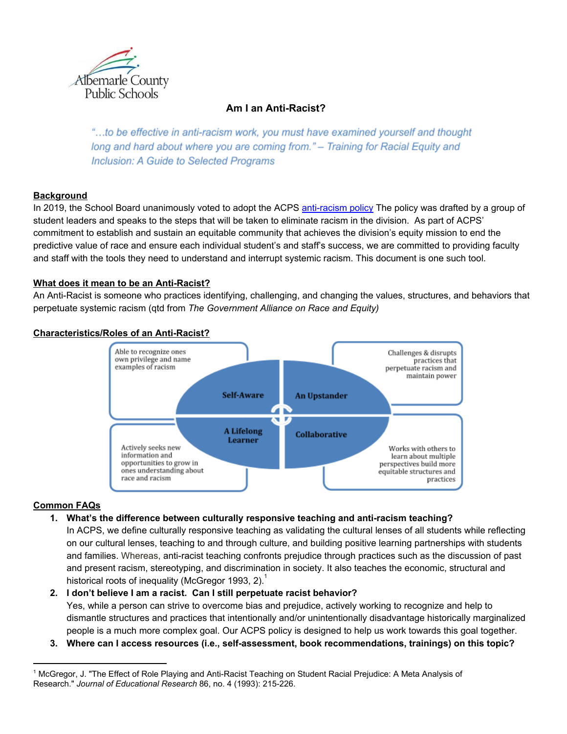Albemarle County Public Schools

# Am I an Anti-Racist?

> *"…to be effective in anti-racism work, you must have examined yourself and thought long and hard about where you are coming from." – Training for Racial Equity and Inclusion: A Guide to Selected Programs*

## Background

In 2019, the School Board unanimously voted to adopt the ACPS anti-racism policy The policy was drafted by a group of student leaders and speaks to the steps that will be taken to eliminate racism in the division. As part of ACPS' commitment to establish and sustain an equitable community that achieves the division's equity mission to end the predictive value of race and ensure each individual student's and staff's success, we are committed to providing faculty and staff with the tools they need to understand and interrupt systemic racism. This document is one such tool.

## What does it mean to be an Anti-Racist?

An Anti-Racist is someone who practices identifying, challenging, and changing the values, structures, and behaviors that perpetuate systemic racism (qtd from *The Government Alliance on Race and Equity)*

## Characteristics/Roles of an Anti-Racist?

**Self-Aware**: Able to recognize ones own privilege and name examples of racism

**An Upstander**: Challenges & disrupts practices that perpetuate racism and maintain power

**A Lifelong Learner**: Actively seeks new information and opportunities to grow in ones understanding about race and racism

**Collaborative**: Works with others to learn about multiple perspectives build more equitable structures and practices

## Common FAQs

1. **What's the difference between culturally responsive teaching and anti-racism teaching?**
   In ACPS, we define culturally responsive teaching as validating the cultural lenses of all students while reflecting on our cultural lenses, teaching to and through culture, and building positive learning partnerships with students and families. Whereas, anti-racist teaching confronts prejudice through practices such as the discussion of past and present racism, stereotyping, and discrimination in society. It also teaches the economic, structural and historical roots of inequality (McGregor 1993, 2).[1]
2. **I don't believe I am a racist. Can I still perpetuate racist behavior?**
   Yes, while a person can strive to overcome bias and prejudice, actively working to recognize and help to dismantle structures and practices that intentionally and/or unintentionally disadvantage historically marginalized people is a much more complex goal. Our ACPS policy is designed to help us work towards this goal together.
3. **Where can I access resources (i.e., self-assessment, book recommendations, trainings) on this topic?**

---

[1] McGregor, J. "The Effect of Role Playing and Anti-Racist Teaching on Student Racial Prejudice: A Meta Analysis of Research." *Journal of Educational Research* 86, no. 4 (1993): 215-226.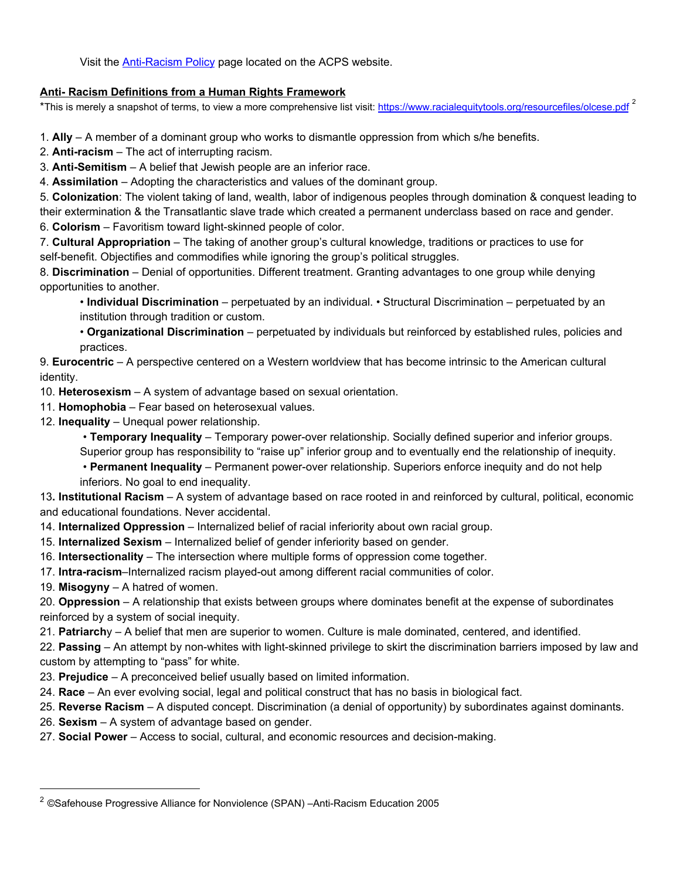Visit the [Anti-Racism Policy](Anti-Racism Policy) page located on the ACPS website.

**Anti- Racism Definitions from a Human Rights Framework**

*This is merely a snapshot of terms, to view a more comprehensive list visit: https://www.racialequitytools.org/resourcefiles/olcese.pdf [2]

1. **Ally** – A member of a dominant group who works to dismantle oppression from which s/he benefits.
2. **Anti-racism** – The act of interrupting racism.
3. **Anti-Semitism** – A belief that Jewish people are an inferior race.
4. **Assimilation** – Adopting the characteristics and values of the dominant group.
5. **Colonization**: The violent taking of land, wealth, labor of indigenous peoples through domination & conquest leading to their extermination & the Transatlantic slave trade which created a permanent underclass based on race and gender.
6. **Colorism** – Favoritism toward light-skinned people of color.
7. **Cultural Appropriation** – The taking of another group's cultural knowledge, traditions or practices to use for self-benefit. Objectifies and commodifies while ignoring the group's political struggles.
8. **Discrimination** – Denial of opportunities. Different treatment. Granting advantages to one group while denying opportunities to another.
    - **Individual Discrimination** – perpetuated by an individual. • Structural Discrimination – perpetuated by an institution through tradition or custom.
    - **Organizational Discrimination** – perpetuated by individuals but reinforced by established rules, policies and practices.
9. **Eurocentric** – A perspective centered on a Western worldview that has become intrinsic to the American cultural identity.
10. **Heterosexism** – A system of advantage based on sexual orientation.
11. **Homophobia** – Fear based on heterosexual values.
12. **Inequality** – Unequal power relationship.
    - **Temporary Inequality** – Temporary power-over relationship. Socially defined superior and inferior groups. Superior group has responsibility to "raise up" inferior group and to eventually end the relationship of inequity.
    - **Permanent Inequality** – Permanent power-over relationship. Superiors enforce inequity and do not help inferiors. No goal to end inequality.
13. **Institutional Racism** – A system of advantage based on race rooted in and reinforced by cultural, political, economic and educational foundations. Never accidental.
14. **Internalized Oppression** – Internalized belief of racial inferiority about own racial group.
15. **Internalized Sexism** – Internalized belief of gender inferiority based on gender.
16. **Intersectionality** – The intersection where multiple forms of oppression come together.
17. **Intra-racism**–Internalized racism played-out among different racial communities of color.
19. **Misogyny** – A hatred of women.
20. **Oppression** – A relationship that exists between groups where dominates benefit at the expense of subordinates reinforced by a system of social inequity.
21. **Patriarchy** – A belief that men are superior to women. Culture is male dominated, centered, and identified.
22. **Passing** – An attempt by non-whites with light-skinned privilege to skirt the discrimination barriers imposed by law and custom by attempting to "pass" for white.
23. **Prejudice** – A preconceived belief usually based on limited information.
24. **Race** – An ever evolving social, legal and political construct that has no basis in biological fact.
25. **Reverse Racism** – A disputed concept. Discrimination (a denial of opportunity) by subordinates against dominants.
26. **Sexism** – A system of advantage based on gender.
27. **Social Power** – Access to social, cultural, and economic resources and decision-making.

[2] ©Safehouse Progressive Alliance for Nonviolence (SPAN) –Anti-Racism Education 2005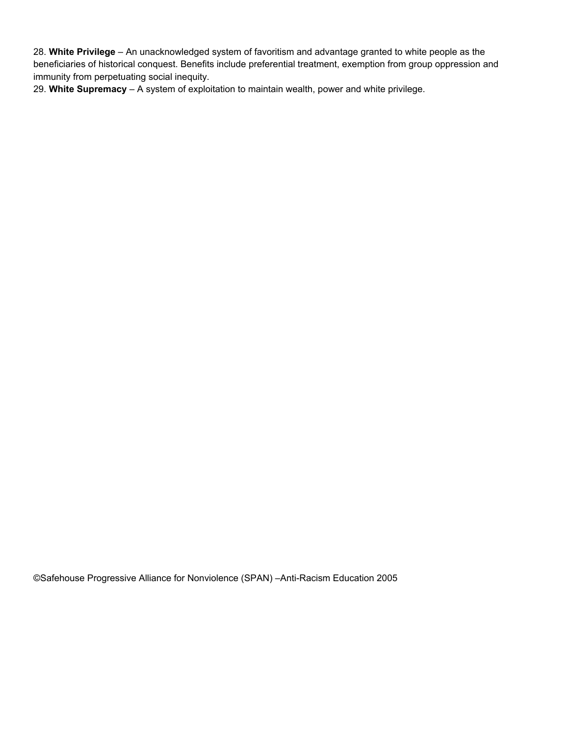28. **White Privilege** – An unacknowledged system of favoritism and advantage granted to white people as the beneficiaries of historical conquest. Benefits include preferential treatment, exemption from group oppression and immunity from perpetuating social inequity.

29. **White Supremacy** – A system of exploitation to maintain wealth, power and white privilege.

©Safehouse Progressive Alliance for Nonviolence (SPAN) –Anti-Racism Education 2005